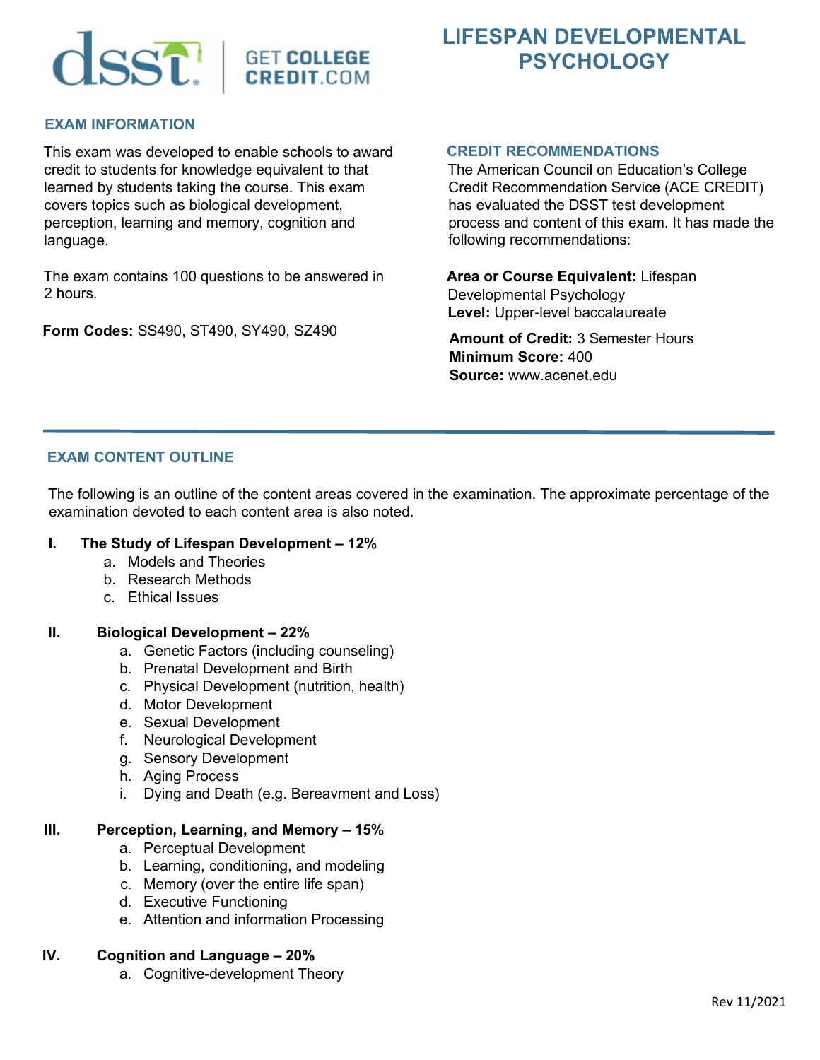# LIFESPAN DEVELOPMENTAL PSYCHOLOGY

## EXAM INFORMATION

This exam was developed to enable schools to award credit to students for knowledge equivalent to that learned by students taking the course. This exam covers topics such as biological development, perception, learning and memory, cognition and language.

The exam contains 100 questions to be answered in 2 hours.

**Form Codes:** SS490, ST490, SY490, SZ490

## CREDIT RECOMMENDATIONS

The American Council on Education's College Credit Recommendation Service (ACE CREDIT) has evaluated the DSST test development process and content of this exam. It has made the following recommendations:

**Area or Course Equivalent:** Lifespan Developmental Psychology
**Level:** Upper-level baccalaureate

**Amount of Credit:** 3 Semester Hours
**Minimum Score:** 400
**Source:** www.acenet.edu

---

## EXAM CONTENT OUTLINE

The following is an outline of the content areas covered in the examination. The approximate percentage of the examination devoted to each content area is also noted.

**I. The Study of Lifespan Development – 12%**
   a. Models and Theories
   b. Research Methods
   c. Ethical Issues

**II. Biological Development – 22%**
   a. Genetic Factors (including counseling)
   b. Prenatal Development and Birth
   c. Physical Development (nutrition, health)
   d. Motor Development
   e. Sexual Development
   f. Neurological Development
   g. Sensory Development
   h. Aging Process
   i. Dying and Death (e.g. Bereavment and Loss)

**III. Perception, Learning, and Memory – 15%**
   a. Perceptual Development
   b. Learning, conditioning, and modeling
   c. Memory (over the entire life span)
   d. Executive Functioning
   e. Attention and information Processing

**IV. Cognition and Language – 20%**
   a. Cognitive-development Theory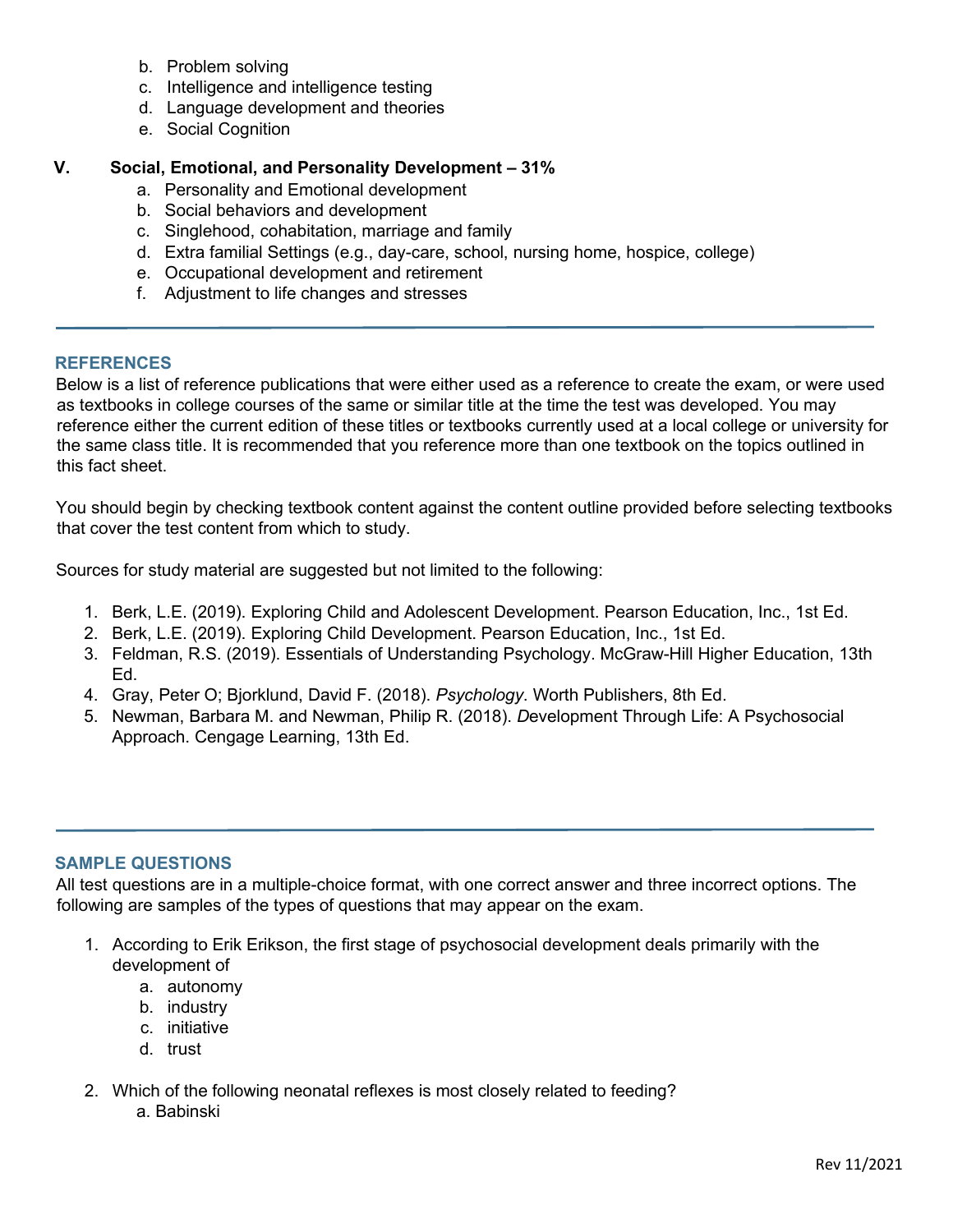b. Problem solving
c. Intelligence and intelligence testing
d. Language development and theories
e. Social Cognition

## V. Social, Emotional, and Personality Development – 31%

a. Personality and Emotional development
b. Social behaviors and development
c. Singlehood, cohabitation, marriage and family
d. Extra familial Settings (e.g., day-care, school, nursing home, hospice, college)
e. Occupational development and retirement
f. Adjustment to life changes and stresses

---

## REFERENCES

Below is a list of reference publications that were either used as a reference to create the exam, or were used as textbooks in college courses of the same or similar title at the time the test was developed. You may reference either the current edition of these titles or textbooks currently used at a local college or university for the same class title. It is recommended that you reference more than one textbook on the topics outlined in this fact sheet.

You should begin by checking textbook content against the content outline provided before selecting textbooks that cover the test content from which to study.

Sources for study material are suggested but not limited to the following:

1. Berk, L.E. (2019). Exploring Child and Adolescent Development. Pearson Education, Inc., 1st Ed.
2. Berk, L.E. (2019). Exploring Child Development. Pearson Education, Inc., 1st Ed.
3. Feldman, R.S. (2019). Essentials of Understanding Psychology. McGraw-Hill Higher Education, 13th Ed.
4. Gray, Peter O; Bjorklund, David F. (2018). *Psychology*. Worth Publishers, 8th Ed.
5. Newman, Barbara M. and Newman, Philip R. (2018). *D*evelopment Through Life: A Psychosocial Approach. Cengage Learning, 13th Ed.

---

## SAMPLE QUESTIONS

All test questions are in a multiple-choice format, with one correct answer and three incorrect options. The following are samples of the types of questions that may appear on the exam.

1. According to Erik Erikson, the first stage of psychosocial development deals primarily with the development of
   a. autonomy
   b. industry
   c. initiative
   d. trust

2. Which of the following neonatal reflexes is most closely related to feeding?
   a. Babinski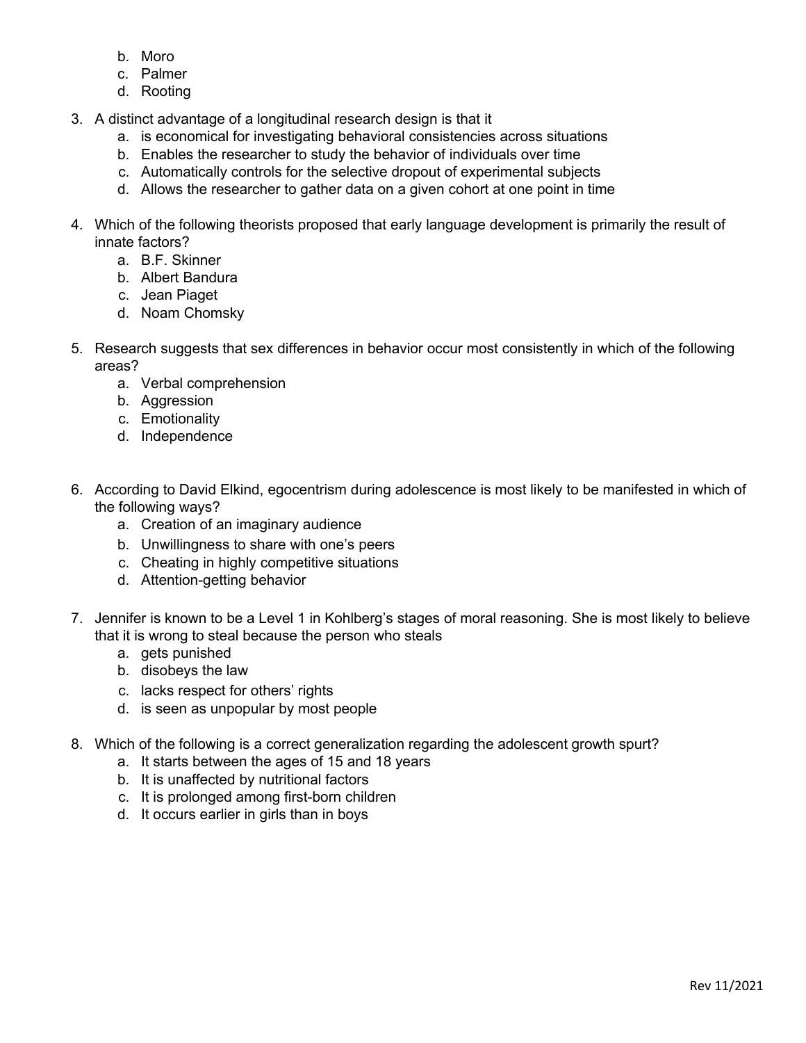b. Moro
c. Palmer
d. Rooting

3. A distinct advantage of a longitudinal research design is that it
   a. is economical for investigating behavioral consistencies across situations
   b. Enables the researcher to study the behavior of individuals over time
   c. Automatically controls for the selective dropout of experimental subjects
   d. Allows the researcher to gather data on a given cohort at one point in time

4. Which of the following theorists proposed that early language development is primarily the result of innate factors?
   a. B.F. Skinner
   b. Albert Bandura
   c. Jean Piaget
   d. Noam Chomsky

5. Research suggests that sex differences in behavior occur most consistently in which of the following areas?
   a. Verbal comprehension
   b. Aggression
   c. Emotionality
   d. Independence

6. According to David Elkind, egocentrism during adolescence is most likely to be manifested in which of the following ways?
   a. Creation of an imaginary audience
   b. Unwillingness to share with one's peers
   c. Cheating in highly competitive situations
   d. Attention-getting behavior

7. Jennifer is known to be a Level 1 in Kohlberg's stages of moral reasoning. She is most likely to believe that it is wrong to steal because the person who steals
   a. gets punished
   b. disobeys the law
   c. lacks respect for others' rights
   d. is seen as unpopular by most people

8. Which of the following is a correct generalization regarding the adolescent growth spurt?
   a. It starts between the ages of 15 and 18 years
   b. It is unaffected by nutritional factors
   c. It is prolonged among first-born children
   d. It occurs earlier in girls than in boys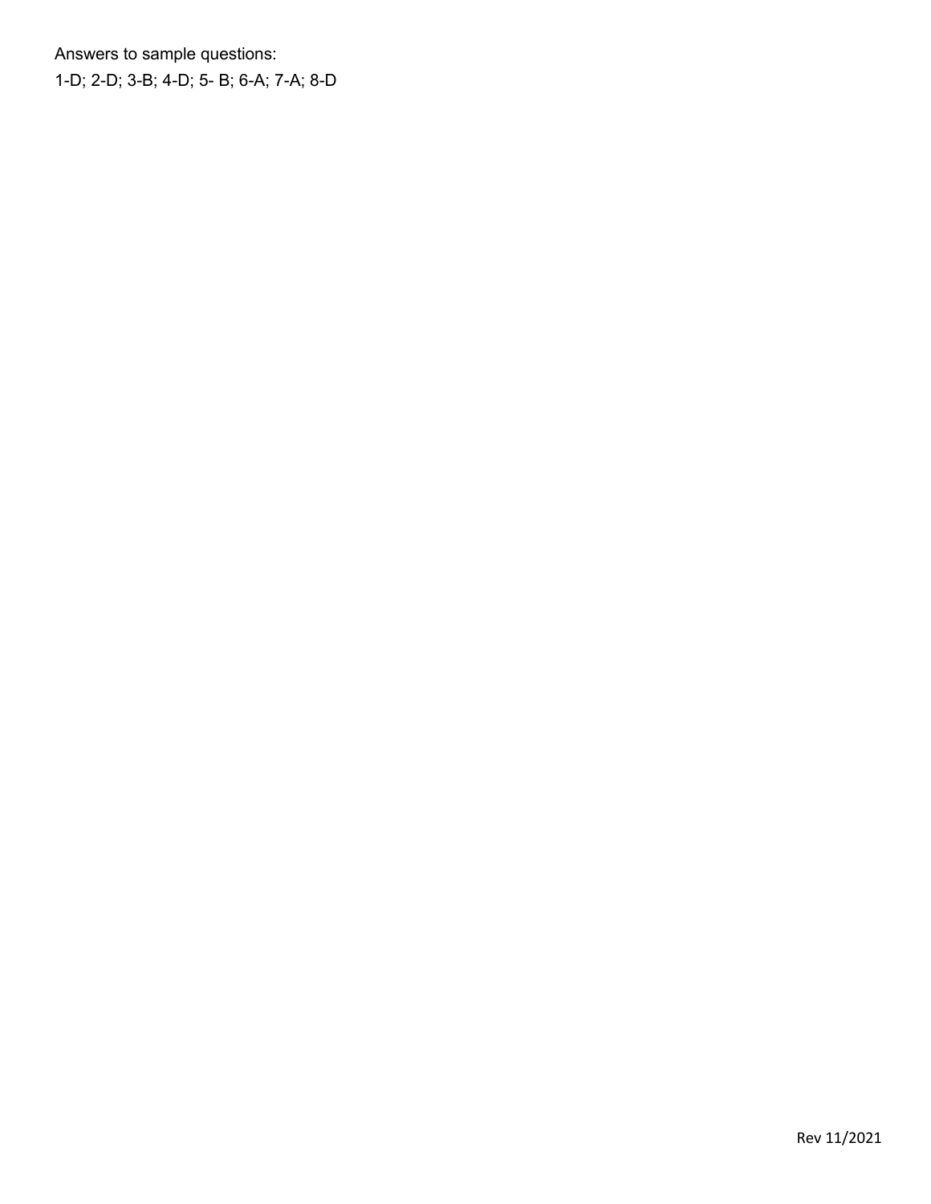Answers to sample questions:

1-D; 2-D; 3-B; 4-D; 5- B; 6-A; 7-A; 8-D

Rev 11/2021